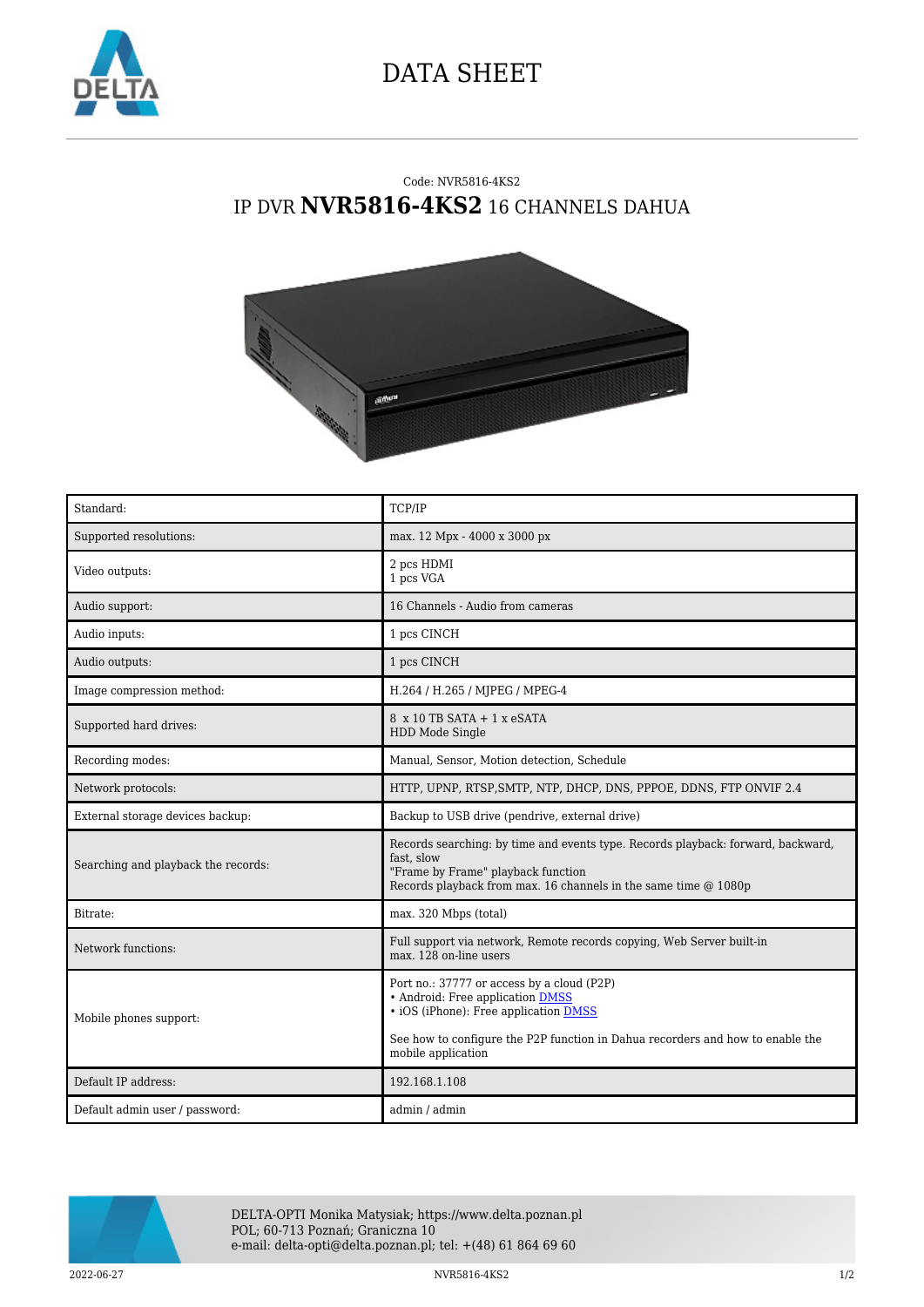# DATA SHEET

Code: NVR5816-4KS2

## IP DVR **NVR5816-4KS2** 16 CHANNELS DAHUA

| | |
|---|---|
| Standard: | TCP/IP |
| Supported resolutions: | max. 12 Mpx - 4000 x 3000 px |
| Video outputs: | 2 pcs HDMI<br>1 pcs VGA |
| Audio support: | 16 Channels - Audio from cameras |
| Audio inputs: | 1 pcs CINCH |
| Audio outputs: | 1 pcs CINCH |
| Image compression method: | H.264 / H.265 / MJPEG / MPEG-4 |
| Supported hard drives: | 8 x 10 TB SATA + 1 x eSATA<br>HDD Mode Single |
| Recording modes: | Manual, Sensor, Motion detection, Schedule |
| Network protocols: | HTTP, UPNP, RTSP,SMTP, NTP, DHCP, DNS, PPPOE, DDNS, FTP ONVIF 2.4 |
| External storage devices backup: | Backup to USB drive (pendrive, external drive) |
| Searching and playback the records: | Records searching: by time and events type. Records playback: forward, backward, fast, slow<br>"Frame by Frame" playback function<br>Records playback from max. 16 channels in the same time @ 1080p |
| Bitrate: | max. 320 Mbps (total) |
| Network functions: | Full support via network, Remote records copying, Web Server built-in<br>max. 128 on-line users |
| Mobile phones support: | Port no.: 37777 or access by a cloud (P2P)<br>• Android: Free application DMSS<br>• iOS (iPhone): Free application DMSS<br><br>See how to configure the P2P function in Dahua recorders and how to enable the mobile application |
| Default IP address: | 192.168.1.108 |
| Default admin user / password: | admin / admin |

DELTA-OPTI Monika Matysiak; https://www.delta.poznan.pl
POL; 60-713 Poznań; Graniczna 10
e-mail: delta-opti@delta.poznan.pl; tel: +(48) 61 864 69 60

2022-06-27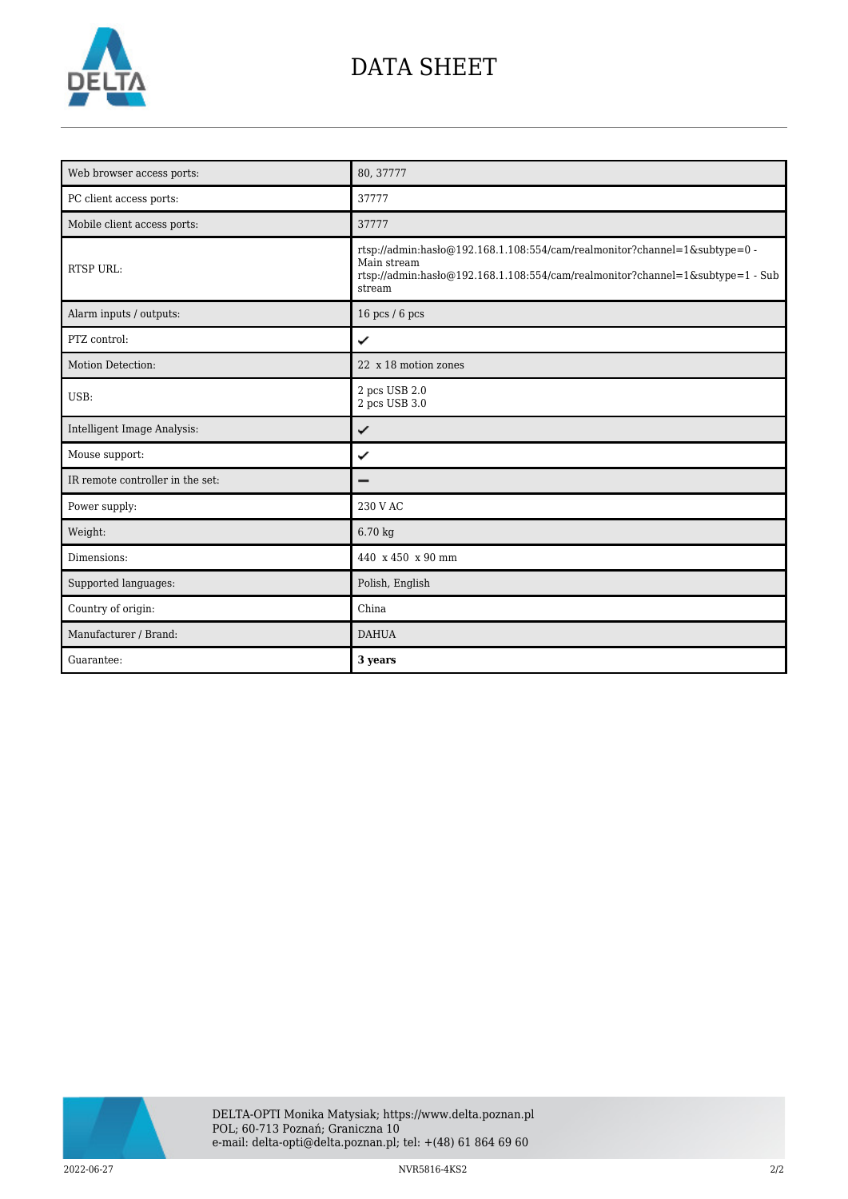# DATA SHEET

| | |
|---|---|
| Web browser access ports: | 80, 37777 |
| PC client access ports: | 37777 |
| Mobile client access ports: | 37777 |
| RTSP URL: | rtsp://admin:hasło@192.168.1.108:554/cam/realmonitor?channel=1&subtype=0 - Main stream<br>rtsp://admin:hasło@192.168.1.108:554/cam/realmonitor?channel=1&subtype=1 - Sub stream |
| Alarm inputs / outputs: | 16 pcs / 6 pcs |
| PTZ control: | ✔ |
| Motion Detection: | 22 x 18 motion zones |
| USB: | 2 pcs USB 2.0<br>2 pcs USB 3.0 |
| Intelligent Image Analysis: | ✔ |
| Mouse support: | ✔ |
| IR remote controller in the set: | − |
| Power supply: | 230 V AC |
| Weight: | 6.70 kg |
| Dimensions: | 440 x 450 x 90 mm |
| Supported languages: | Polish, English |
| Country of origin: | China |
| Manufacturer / Brand: | DAHUA |
| Guarantee: | **3 years** |

DELTA-OPTI Monika Matysiak; https://www.delta.poznan.pl
POL; 60-713 Poznań; Graniczna 10
e-mail: delta-opti@delta.poznan.pl; tel: +(48) 61 864 69 60

2022-06-27 NVR5816-4KS2